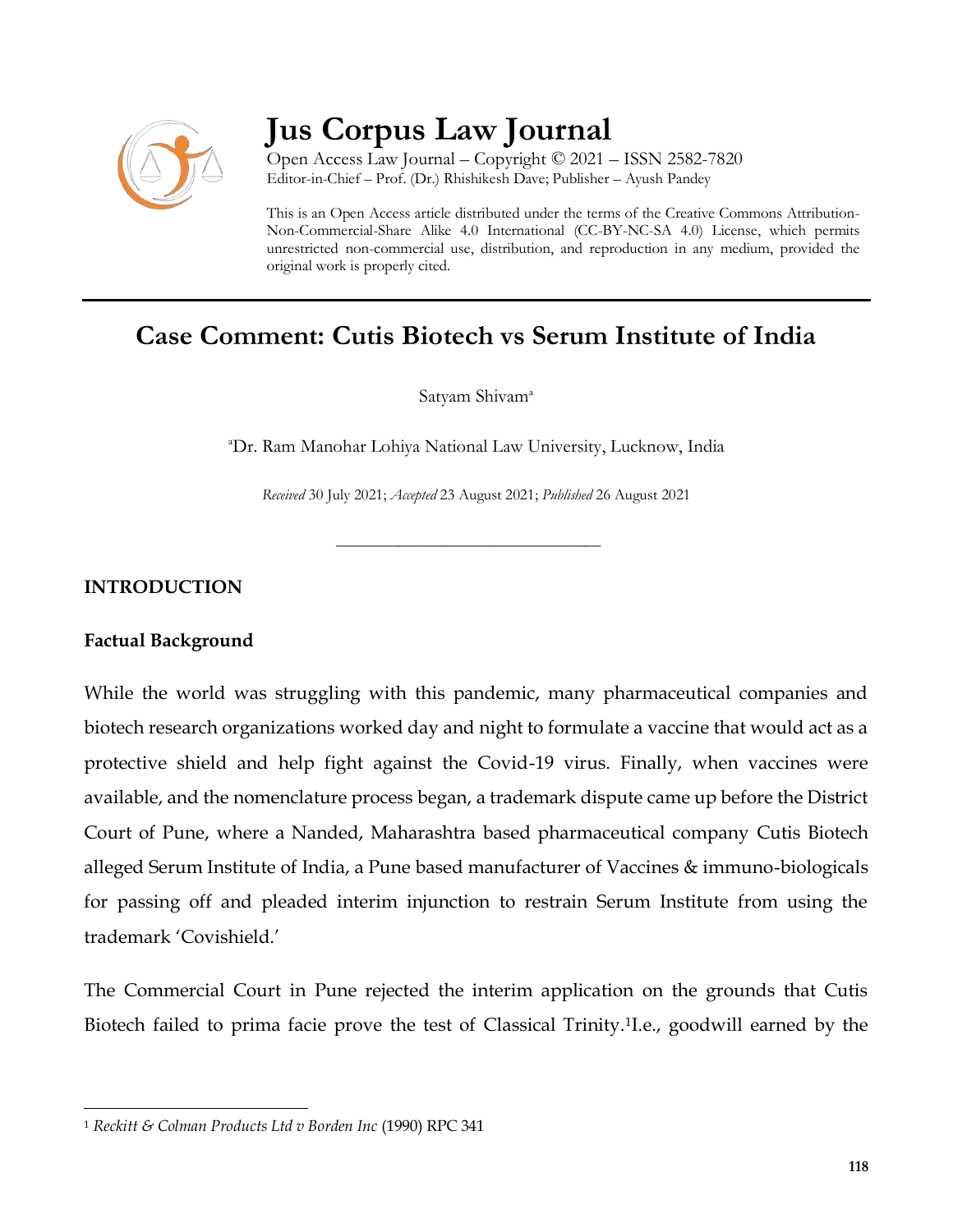# Jus Corpus Law Journal

Open Access Law Journal – Copyright © 2021 – ISSN 2582-7820
Editor-in-Chief – Prof. (Dr.) Rhishikesh Dave; Publisher – Ayush Pandey

This is an Open Access article distributed under the terms of the Creative Commons Attribution-Non-Commercial-Share Alike 4.0 International (CC-BY-NC-SA 4.0) License, which permits unrestricted non-commercial use, distribution, and reproduction in any medium, provided the original work is properly cited.

## Case Comment: Cutis Biotech vs Serum Institute of India

Satyam Shivam[a]

[a]Dr. Ram Manohar Lohiya National Law University, Lucknow, India

*Received* 30 July 2021; *Accepted* 23 August 2021; *Published* 26 August 2021

---

### INTRODUCTION

#### Factual Background

While the world was struggling with this pandemic, many pharmaceutical companies and biotech research organizations worked day and night to formulate a vaccine that would act as a protective shield and help fight against the Covid-19 virus. Finally, when vaccines were available, and the nomenclature process began, a trademark dispute came up before the District Court of Pune, where a Nanded, Maharashtra based pharmaceutical company Cutis Biotech alleged Serum Institute of India, a Pune based manufacturer of Vaccines & immuno-biologicals for passing off and pleaded interim injunction to restrain Serum Institute from using the trademark 'Covishield.'

The Commercial Court in Pune rejected the interim application on the grounds that Cutis Biotech failed to prima facie prove the test of Classical Trinity.[1]I.e., goodwill earned by the

---

[1] *Reckitt & Colman Products Ltd v Borden Inc* (1990) RPC 341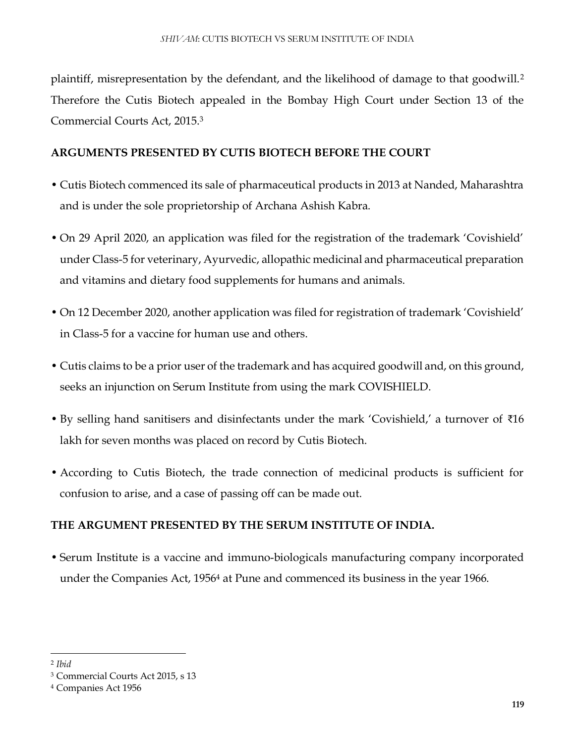plaintiff, misrepresentation by the defendant, and the likelihood of damage to that goodwill.[2] Therefore the Cutis Biotech appealed in the Bombay High Court under Section 13 of the Commercial Courts Act, 2015.[3]

## ARGUMENTS PRESENTED BY CUTIS BIOTECH BEFORE THE COURT

- Cutis Biotech commenced its sale of pharmaceutical products in 2013 at Nanded, Maharashtra and is under the sole proprietorship of Archana Ashish Kabra.
- On 29 April 2020, an application was filed for the registration of the trademark 'Covishield' under Class-5 for veterinary, Ayurvedic, allopathic medicinal and pharmaceutical preparation and vitamins and dietary food supplements for humans and animals.
- On 12 December 2020, another application was filed for registration of trademark 'Covishield' in Class-5 for a vaccine for human use and others.
- Cutis claims to be a prior user of the trademark and has acquired goodwill and, on this ground, seeks an injunction on Serum Institute from using the mark COVISHIELD.
- By selling hand sanitisers and disinfectants under the mark 'Covishield,' a turnover of ₹16 lakh for seven months was placed on record by Cutis Biotech.
- According to Cutis Biotech, the trade connection of medicinal products is sufficient for confusion to arise, and a case of passing off can be made out.

## THE ARGUMENT PRESENTED BY THE SERUM INSTITUTE OF INDIA.

- Serum Institute is a vaccine and immuno-biologicals manufacturing company incorporated under the Companies Act, 1956[4] at Pune and commenced its business in the year 1966.

---

[2] *Ibid*

[3] Commercial Courts Act 2015, s 13

[4] Companies Act 1956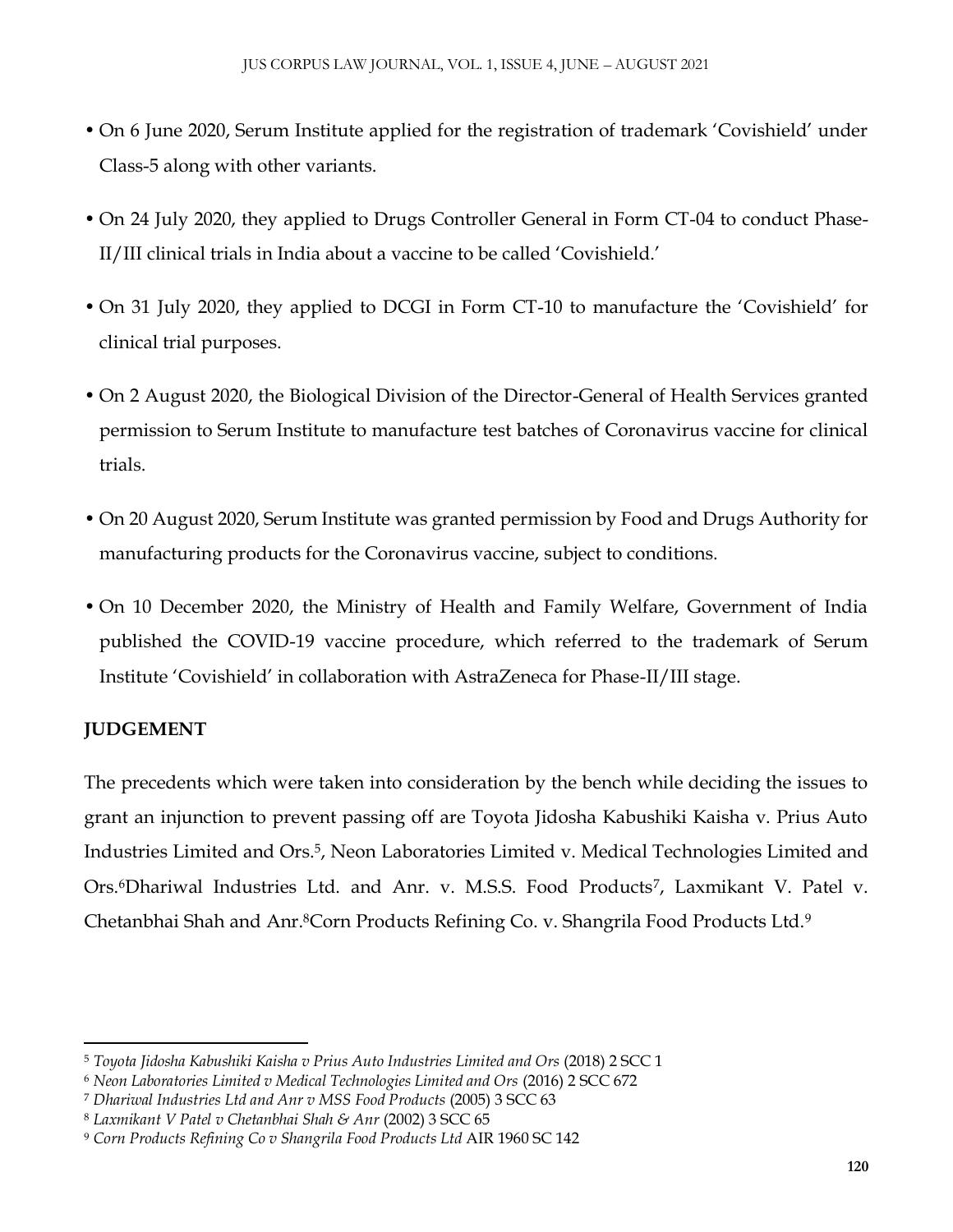- On 6 June 2020, Serum Institute applied for the registration of trademark 'Covishield' under Class-5 along with other variants.
- On 24 July 2020, they applied to Drugs Controller General in Form CT-04 to conduct Phase-II/III clinical trials in India about a vaccine to be called 'Covishield.'
- On 31 July 2020, they applied to DCGI in Form CT-10 to manufacture the 'Covishield' for clinical trial purposes.
- On 2 August 2020, the Biological Division of the Director-General of Health Services granted permission to Serum Institute to manufacture test batches of Coronavirus vaccine for clinical trials.
- On 20 August 2020, Serum Institute was granted permission by Food and Drugs Authority for manufacturing products for the Coronavirus vaccine, subject to conditions.
- On 10 December 2020, the Ministry of Health and Family Welfare, Government of India published the COVID-19 vaccine procedure, which referred to the trademark of Serum Institute 'Covishield' in collaboration with AstraZeneca for Phase-II/III stage.

**JUDGEMENT**

The precedents which were taken into consideration by the bench while deciding the issues to grant an injunction to prevent passing off are Toyota Jidosha Kabushiki Kaisha v. Prius Auto Industries Limited and Ors.[5], Neon Laboratories Limited v. Medical Technologies Limited and Ors.[6]Dhariwal Industries Ltd. and Anr. v. M.S.S. Food Products[7], Laxmikant V. Patel v. Chetanbhai Shah and Anr.[8]Corn Products Refining Co. v. Shangrila Food Products Ltd.[9]

---

[5] *Toyota Jidosha Kabushiki Kaisha v Prius Auto Industries Limited and Ors* (2018) 2 SCC 1

[6] *Neon Laboratories Limited v Medical Technologies Limited and Ors* (2016) 2 SCC 672

[7] *Dhariwal Industries Ltd and Anr v MSS Food Products* (2005) 3 SCC 63

[8] *Laxmikant V Patel v Chetanbhai Shah & Anr* (2002) 3 SCC 65

[9] *Corn Products Refining Co v Shangrila Food Products Ltd* AIR 1960 SC 142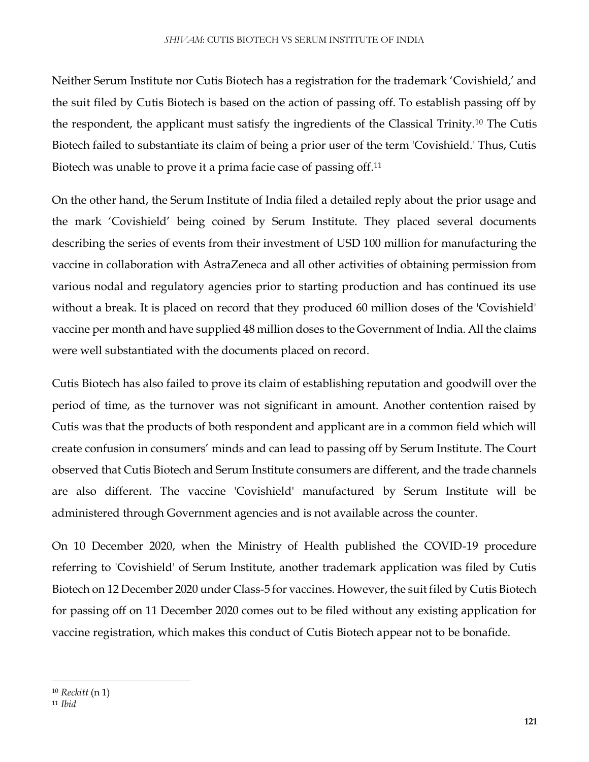Neither Serum Institute nor Cutis Biotech has a registration for the trademark 'Covishield,' and the suit filed by Cutis Biotech is based on the action of passing off. To establish passing off by the respondent, the applicant must satisfy the ingredients of the Classical Trinity.[10] The Cutis Biotech failed to substantiate its claim of being a prior user of the term 'Covishield.' Thus, Cutis Biotech was unable to prove it a prima facie case of passing off.[11]

On the other hand, the Serum Institute of India filed a detailed reply about the prior usage and the mark 'Covishield' being coined by Serum Institute. They placed several documents describing the series of events from their investment of USD 100 million for manufacturing the vaccine in collaboration with AstraZeneca and all other activities of obtaining permission from various nodal and regulatory agencies prior to starting production and has continued its use without a break. It is placed on record that they produced 60 million doses of the 'Covishield' vaccine per month and have supplied 48 million doses to the Government of India. All the claims were well substantiated with the documents placed on record.

Cutis Biotech has also failed to prove its claim of establishing reputation and goodwill over the period of time, as the turnover was not significant in amount. Another contention raised by Cutis was that the products of both respondent and applicant are in a common field which will create confusion in consumers' minds and can lead to passing off by Serum Institute. The Court observed that Cutis Biotech and Serum Institute consumers are different, and the trade channels are also different. The vaccine 'Covishield' manufactured by Serum Institute will be administered through Government agencies and is not available across the counter.

On 10 December 2020, when the Ministry of Health published the COVID-19 procedure referring to 'Covishield' of Serum Institute, another trademark application was filed by Cutis Biotech on 12 December 2020 under Class-5 for vaccines. However, the suit filed by Cutis Biotech for passing off on 11 December 2020 comes out to be filed without any existing application for vaccine registration, which makes this conduct of Cutis Biotech appear not to be bonafide.

---

[10] *Reckitt* (n 1)

[11] *Ibid*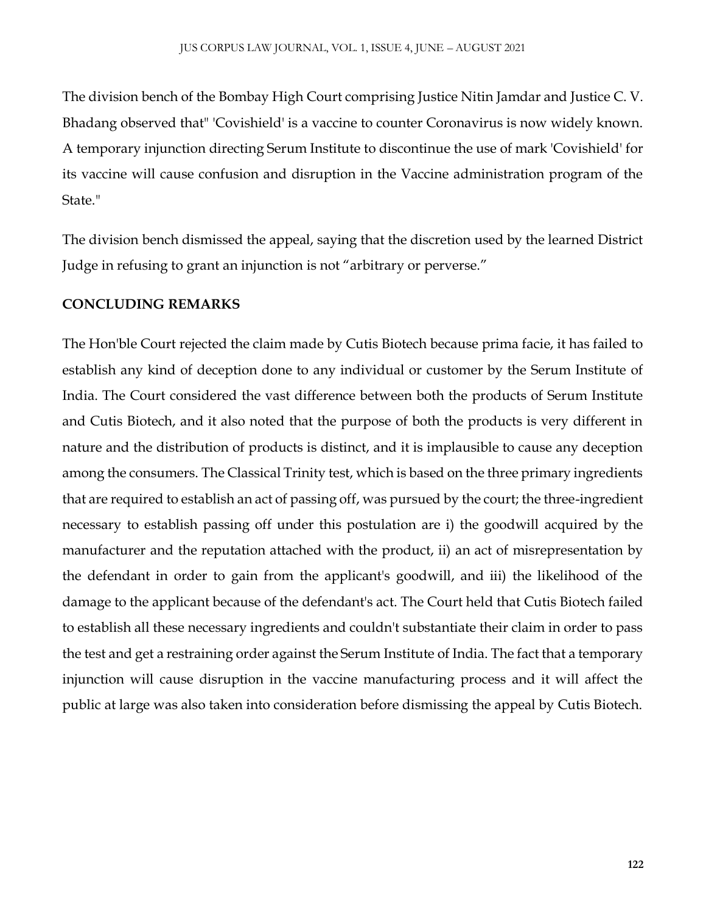The division bench of the Bombay High Court comprising Justice Nitin Jamdar and Justice C. V. Bhadang observed that" 'Covishield' is a vaccine to counter Coronavirus is now widely known. A temporary injunction directing Serum Institute to discontinue the use of mark 'Covishield' for its vaccine will cause confusion and disruption in the Vaccine administration program of the State."

The division bench dismissed the appeal, saying that the discretion used by the learned District Judge in refusing to grant an injunction is not "arbitrary or perverse."

## CONCLUDING REMARKS

The Hon'ble Court rejected the claim made by Cutis Biotech because prima facie, it has failed to establish any kind of deception done to any individual or customer by the Serum Institute of India. The Court considered the vast difference between both the products of Serum Institute and Cutis Biotech, and it also noted that the purpose of both the products is very different in nature and the distribution of products is distinct, and it is implausible to cause any deception among the consumers. The Classical Trinity test, which is based on the three primary ingredients that are required to establish an act of passing off, was pursued by the court; the three-ingredient necessary to establish passing off under this postulation are i) the goodwill acquired by the manufacturer and the reputation attached with the product, ii) an act of misrepresentation by the defendant in order to gain from the applicant's goodwill, and iii) the likelihood of the damage to the applicant because of the defendant's act. The Court held that Cutis Biotech failed to establish all these necessary ingredients and couldn't substantiate their claim in order to pass the test and get a restraining order against the Serum Institute of India. The fact that a temporary injunction will cause disruption in the vaccine manufacturing process and it will affect the public at large was also taken into consideration before dismissing the appeal by Cutis Biotech.